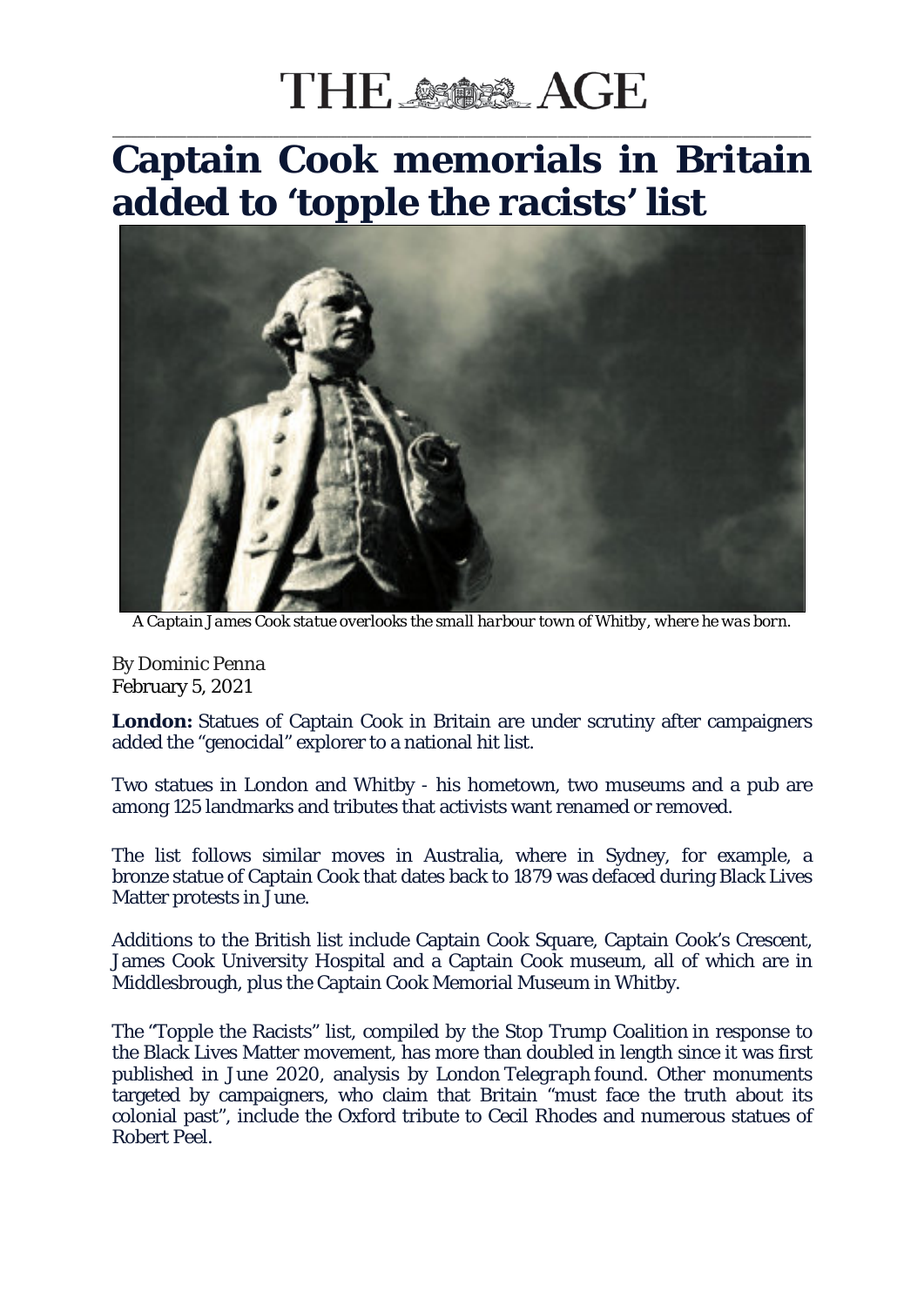# THE AGE

## Captain Cook memorials in Britain added to 'topple the racists' list

*A Captain James Cook statue overlooks the small harbour town of Whitby, where he was born.*

By Dominic Penna
February 5, 2021

**London:** Statues of Captain Cook in Britain are under scrutiny after campaigners added the "genocidal" explorer to a national hit list.

Two statues in London and Whitby - his hometown, two museums and a pub are among 125 landmarks and tributes that activists want renamed or removed.

The list follows similar moves in Australia, where in Sydney, for example, a bronze statue of Captain Cook that dates back to 1879 was defaced during Black Lives Matter protests in June.

Additions to the British list include Captain Cook Square, Captain Cook's Crescent, James Cook University Hospital and a Captain Cook museum, all of which are in Middlesbrough, plus the Captain Cook Memorial Museum in Whitby.

The "Topple the Racists" list, compiled by the Stop Trump Coalition in response to the Black Lives Matter movement, has more than doubled in length since it was first published in June 2020, analysis by London *Telegraph* found. Other monuments targeted by campaigners, who claim that Britain "must face the truth about its colonial past", include the Oxford tribute to Cecil Rhodes and numerous statues of Robert Peel.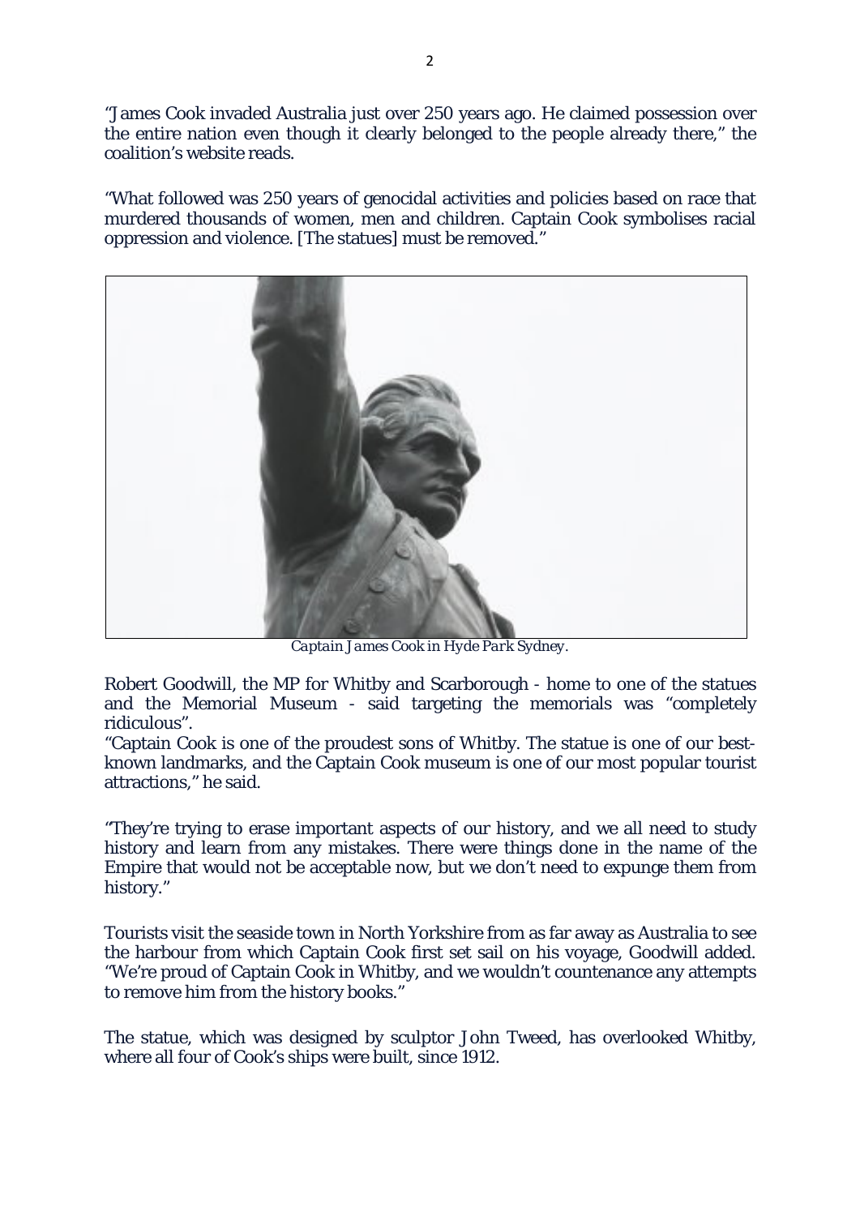"James Cook invaded Australia just over 250 years ago. He claimed possession over the entire nation even though it clearly belonged to the people already there," the coalition's website reads.

"What followed was 250 years of genocidal activities and policies based on race that murdered thousands of women, men and children. Captain Cook symbolises racial oppression and violence. [The statues] must be removed."

*Captain James Cook in Hyde Park Sydney.*

Robert Goodwill, the MP for Whitby and Scarborough - home to one of the statues and the Memorial Museum - said targeting the memorials was "completely ridiculous".

"Captain Cook is one of the proudest sons of Whitby. The statue is one of our best-known landmarks, and the Captain Cook museum is one of our most popular tourist attractions," he said.

"They're trying to erase important aspects of our history, and we all need to study history and learn from any mistakes. There were things done in the name of the Empire that would not be acceptable now, but we don't need to expunge them from history."

Tourists visit the seaside town in North Yorkshire from as far away as Australia to see the harbour from which Captain Cook first set sail on his voyage, Goodwill added. "We're proud of Captain Cook in Whitby, and we wouldn't countenance any attempts to remove him from the history books."

The statue, which was designed by sculptor John Tweed, has overlooked Whitby, where all four of Cook's ships were built, since 1912.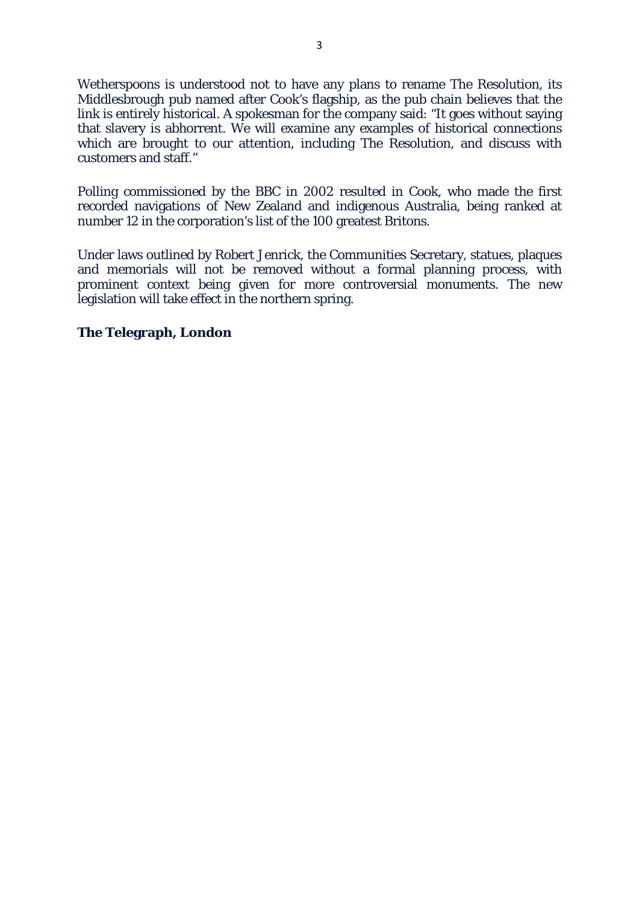Wetherspoons is understood not to have any plans to rename The Resolution, its Middlesbrough pub named after Cook's flagship, as the pub chain believes that the link is entirely historical. A spokesman for the company said: "It goes without saying that slavery is abhorrent. We will examine any examples of historical connections which are brought to our attention, including The Resolution, and discuss with customers and staff."

Polling commissioned by the BBC in 2002 resulted in Cook, who made the first recorded navigations of New Zealand and indigenous Australia, being ranked at number 12 in the corporation's list of the 100 greatest Britons.

Under laws outlined by Robert Jenrick, the Communities Secretary, statues, plaques and memorials will not be removed without a formal planning process, with prominent context being given for more controversial monuments. The new legislation will take effect in the northern spring.

**The Telegraph, London**